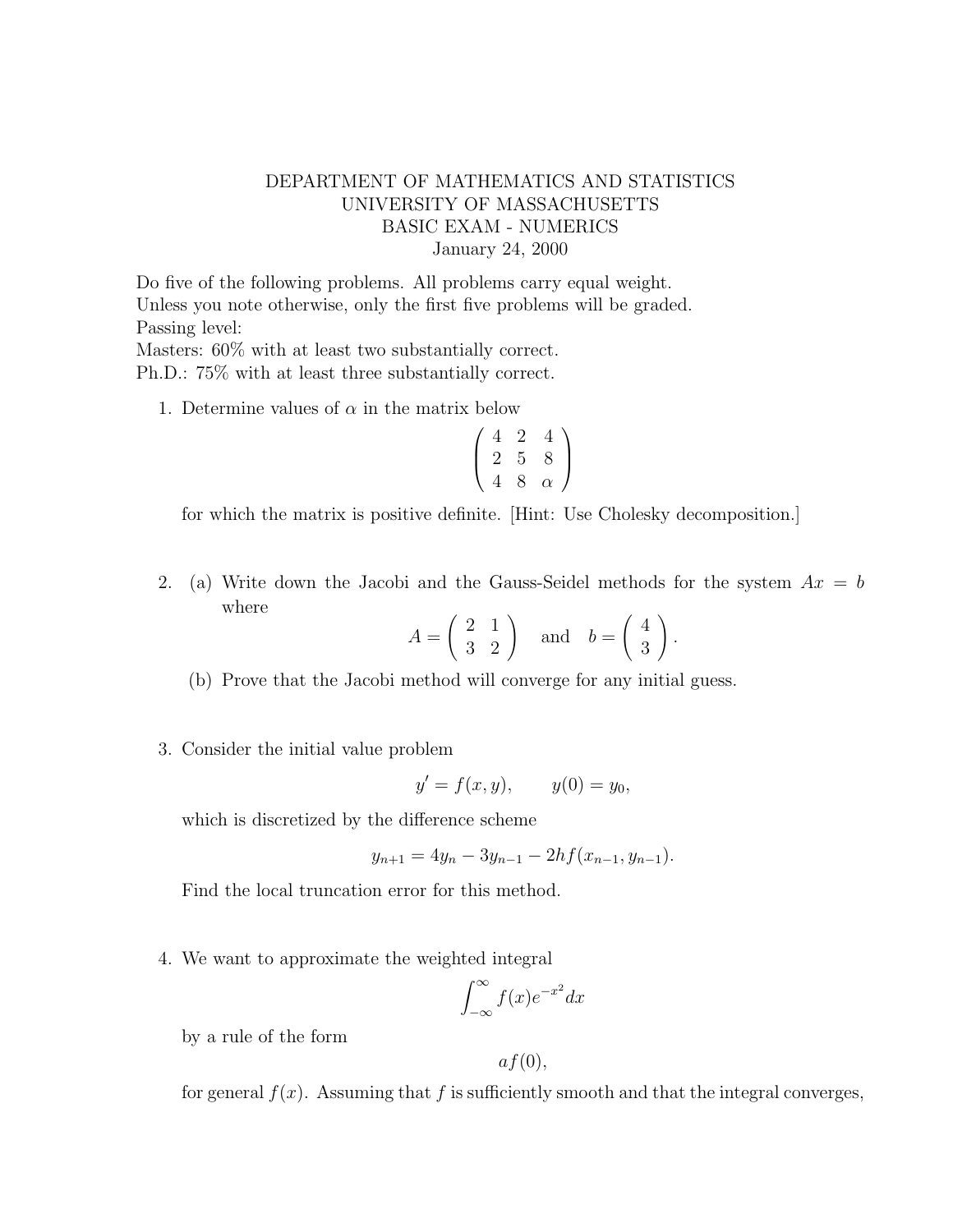DEPARTMENT OF MATHEMATICS AND STATISTICS
UNIVERSITY OF MASSACHUSETTS
BASIC EXAM - NUMERICS
January 24, 2000

Do five of the following problems. All problems carry equal weight.
Unless you note otherwise, only the first five problems will be graded.
Passing level:
Masters: 60% with at least two substantially correct.
Ph.D.: 75% with at least three substantially correct.

1. Determine values of $\alpha$ in the matrix below

$$\begin{pmatrix} 4 & 2 & 4 \\ 2 & 5 & 8 \\ 4 & 8 & \alpha \end{pmatrix}$$

for which the matrix is positive definite. [Hint: Use Cholesky decomposition.]

2. (a) Write down the Jacobi and the Gauss-Seidel methods for the system $Ax = b$ where

$$A = \begin{pmatrix} 2 & 1 \\ 3 & 2 \end{pmatrix} \quad \text{and} \quad b = \begin{pmatrix} 4 \\ 3 \end{pmatrix}.$$

   (b) Prove that the Jacobi method will converge for any initial guess.

3. Consider the initial value problem

$$y' = f(x, y), \qquad y(0) = y_0,$$

which is discretized by the difference scheme

$$y_{n+1} = 4y_n - 3y_{n-1} - 2hf(x_{n-1}, y_{n-1}).$$

Find the local truncation error for this method.

4. We want to approximate the weighted integral

$$\int_{-\infty}^{\infty} f(x)e^{-x^2}dx$$

by a rule of the form

$$af(0),$$

for general $f(x)$. Assuming that $f$ is sufficiently smooth and that the integral converges,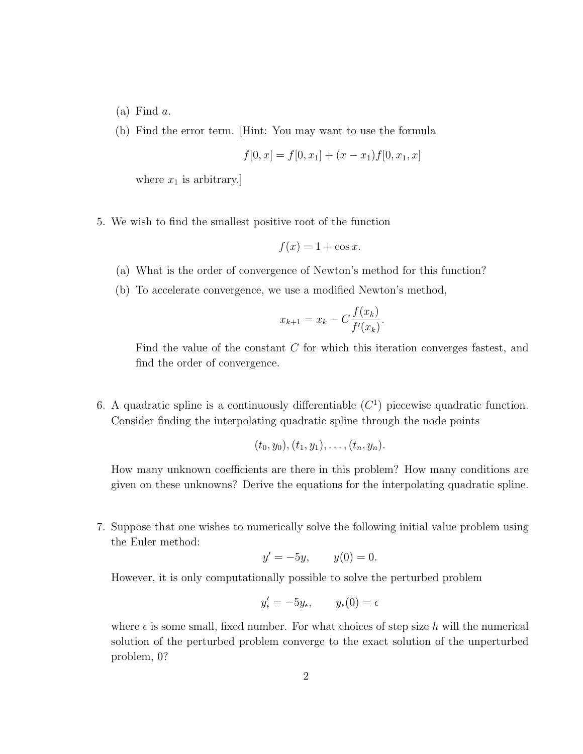(a) Find $a$.

(b) Find the error term. [Hint: You may want to use the formula

$$f[0, x] = f[0, x_1] + (x - x_1) f[0, x_1, x]$$

where $x_1$ is arbitrary.]

5. We wish to find the smallest positive root of the function

$$f(x) = 1 + \cos x.$$

(a) What is the order of convergence of Newton's method for this function?

(b) To accelerate convergence, we use a modified Newton's method,

$$x_{k+1} = x_k - C \frac{f(x_k)}{f'(x_k)}.$$

Find the value of the constant $C$ for which this iteration converges fastest, and find the order of convergence.

6. A quadratic spline is a continuously differentiable ($C^1$) piecewise quadratic function. Consider finding the interpolating quadratic spline through the node points

$$(t_0, y_0), (t_1, y_1), \ldots, (t_n, y_n).$$

How many unknown coefficients are there in this problem? How many conditions are given on these unknowns? Derive the equations for the interpolating quadratic spline.

7. Suppose that one wishes to numerically solve the following initial value problem using the Euler method:

$$y' = -5y, \qquad y(0) = 0.$$

However, it is only computationally possible to solve the perturbed problem

$$y_\epsilon' = -5y_\epsilon, \qquad y_\epsilon(0) = \epsilon$$

where $\epsilon$ is some small, fixed number. For what choices of step size $h$ will the numerical solution of the perturbed problem converge to the exact solution of the unperturbed problem, 0?